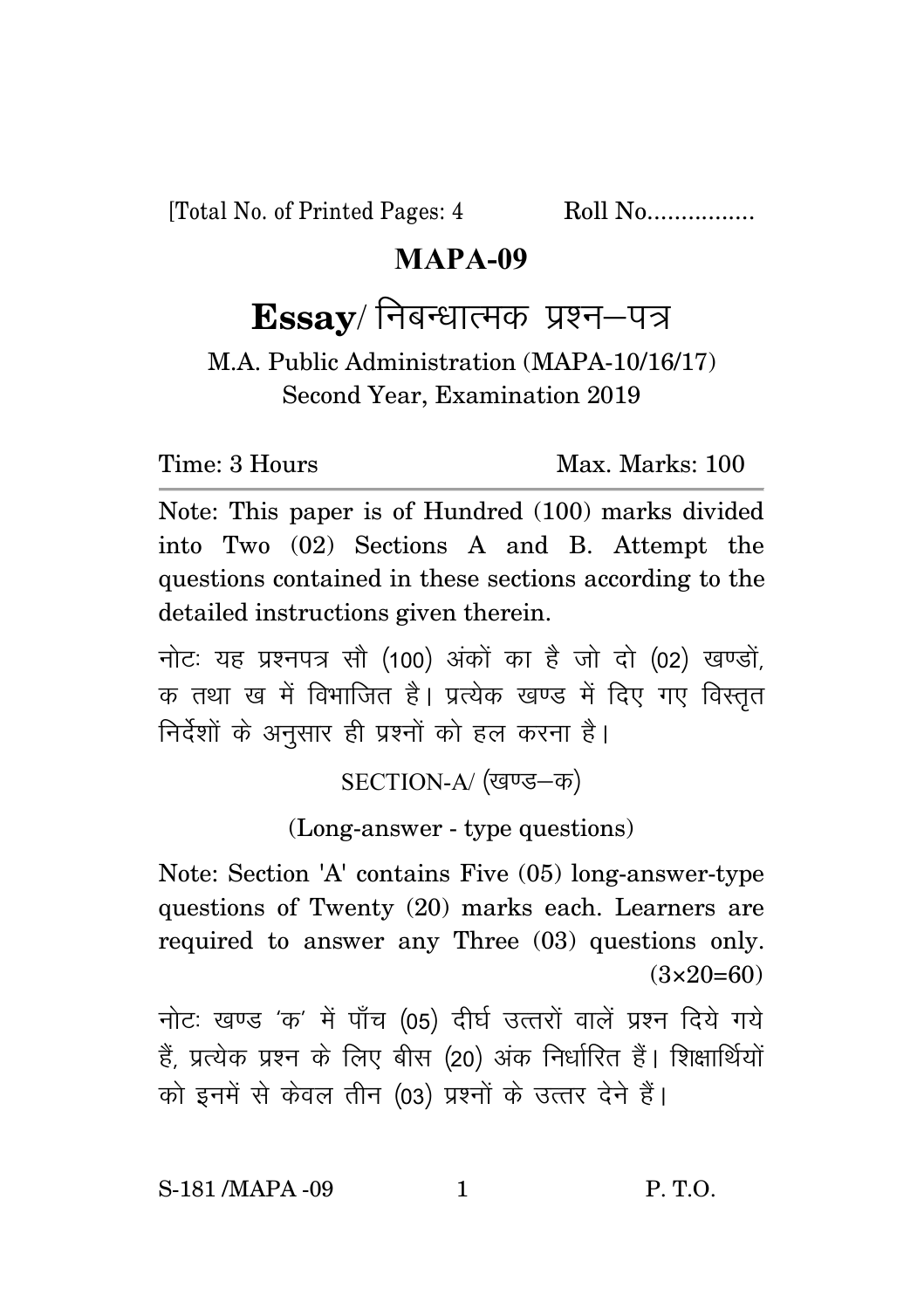[Total No. of Printed Pages: 4 Roll No................

# MAPA-09

## Essay/ निबन्धात्मक प्रश्न–पत्र

M.A. Public Administration (MAPA-10/16/17)
Second Year, Examination 2019

Time: 3 Hours Max. Marks: 100

Note: This paper is of Hundred (100) marks divided into Two (02) Sections A and B. Attempt the questions contained in these sections according to the detailed instructions given therein.

नोटः यह प्रश्नपत्र सौ (100) अंकों का है जो दो (02) खण्डों, क तथा ख में विभाजित है। प्रत्येक खण्ड में दिए गए विस्तृत निर्देशों के अनुसार ही प्रश्नों को हल करना है।

### SECTION-A/ (खण्ड–क)

(Long-answer - type questions)

Note: Section 'A' contains Five (05) long-answer-type questions of Twenty (20) marks each. Learners are required to answer any Three (03) questions only. (3×20=60)

नोटः खण्ड 'क' में पाँच (05) दीर्घ उत्तरों वालें प्रश्न दिये गये हैं, प्रत्येक प्रश्न के लिए बीस (20) अंक निर्धारित हैं। शिक्षार्थियों को इनमें से केवल तीन (03) प्रश्नों के उत्तर देने हैं।

S-181 /MAPA -09 P. T.O.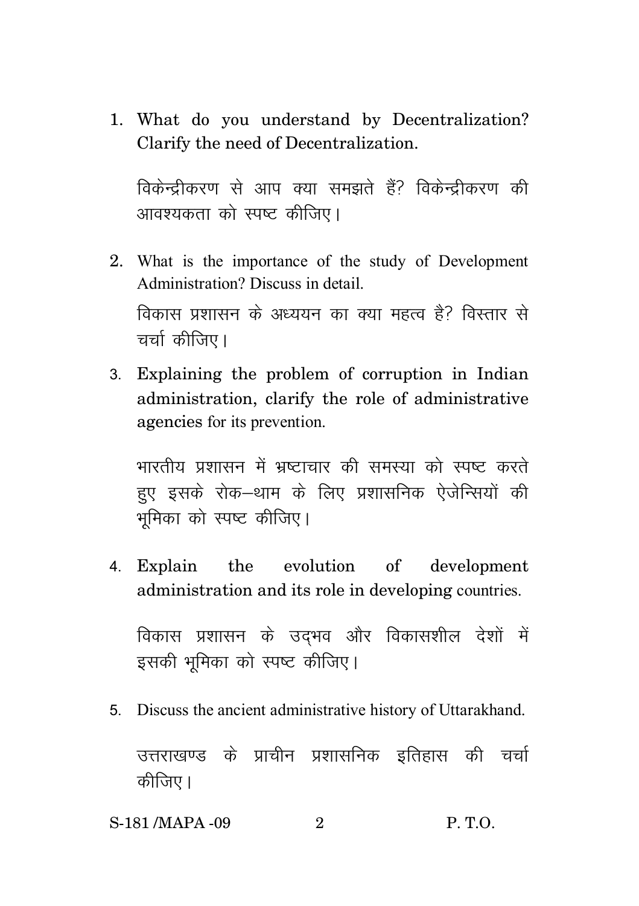1. What do you understand by Decentralization? Clarify the need of Decentralization.

   विकेन्द्रीकरण से आप क्या समझते हैं? विकेन्द्रीकरण की आवश्यकता को स्पष्ट कीजिए।

2. What is the importance of the study of Development Administration? Discuss in detail.

   विकास प्रशासन के अध्ययन का क्या महत्व है? विस्तार से चर्चा कीजिए।

3. Explaining the problem of corruption in Indian administration, clarify the role of administrative agencies for its prevention.

   भारतीय प्रशासन में भ्रष्टाचार की समस्या को स्पष्ट करते हुए इसके रोक–थाम के लिए प्रशासनिक ऐजेन्सियों की भूमिका को स्पष्ट कीजिए।

4. Explain the evolution of development administration and its role in developing countries.

   विकास प्रशासन के उद्भव और विकासशील देशों में इसकी भूमिका को स्पष्ट कीजिए।

5. Discuss the ancient administrative history of Uttarakhand.

   उत्तराखण्ड के प्राचीन प्रशासनिक इतिहास की चर्चा कीजिए।

S-181 /MAPA -09 P. T.O.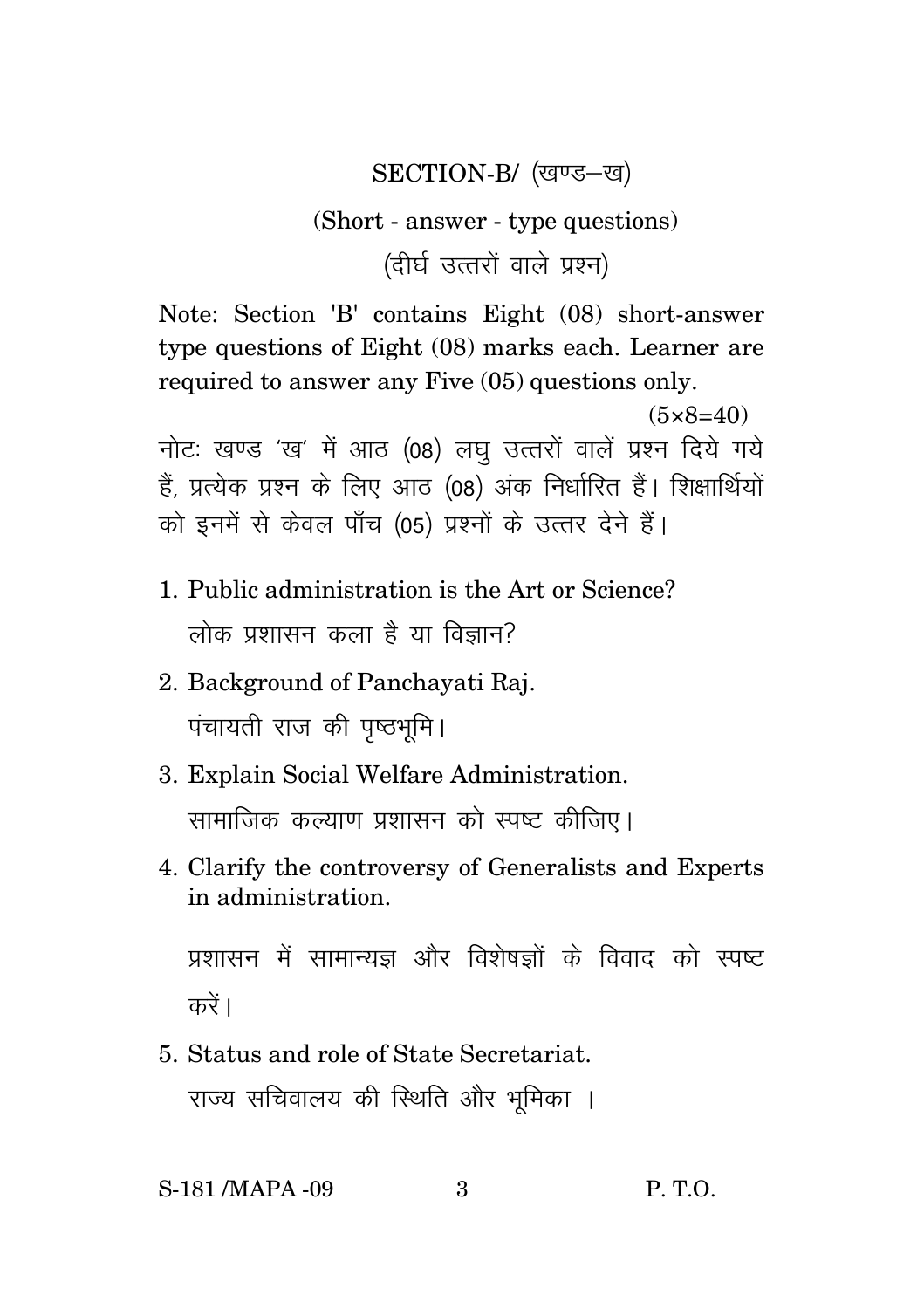## SECTION-B/ (खण्ड–ख)

### (Short - answer - type questions)

### (दीर्घ उत्तरों वाले प्रश्न)

Note: Section 'B' contains Eight (08) short-answer type questions of Eight (08) marks each. Learner are required to answer any Five (05) questions only.

(5×8=40)

नोटः खण्ड 'ख' में आठ (08) लघु उत्तरों वालें प्रश्न दिये गये हैं, प्रत्येक प्रश्न के लिए आठ (08) अंक निर्धारित हैं। शिक्षार्थियों को इनमें से केवल पाँच (05) प्रश्नों के उत्तर देने हैं।

1. Public administration is the Art or Science?

   लोक प्रशासन कला है या विज्ञान?

2. Background of Panchayati Raj.

   पंचायती राज की पृष्ठभूमि।

3. Explain Social Welfare Administration.

   सामाजिक कल्याण प्रशासन को स्पष्ट कीजिए।

4. Clarify the controversy of Generalists and Experts in administration.

   प्रशासन में सामान्यज्ञ और विशेषज्ञों के विवाद को स्पष्ट करें।

5. Status and role of State Secretariat.

   राज्य सचिवालय की स्थिति और भूमिका ।

S-181 /MAPA -09 P. T.O.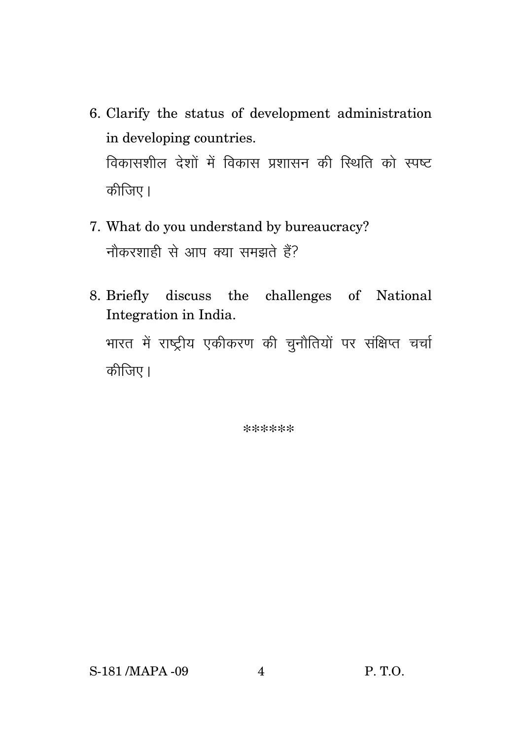6. Clarify the status of development administration in developing countries.

   विकासशील देशों में विकास प्रशासन की स्थिति को स्पष्ट कीजिए।

7. What do you understand by bureaucracy?

   नौकरशाही से आप क्या समझते हैं?

8. Briefly discuss the challenges of National Integration in India.

   भारत में राष्ट्रीय एकीकरण की चुनौतियों पर संक्षिप्त चर्चा कीजिए।

******